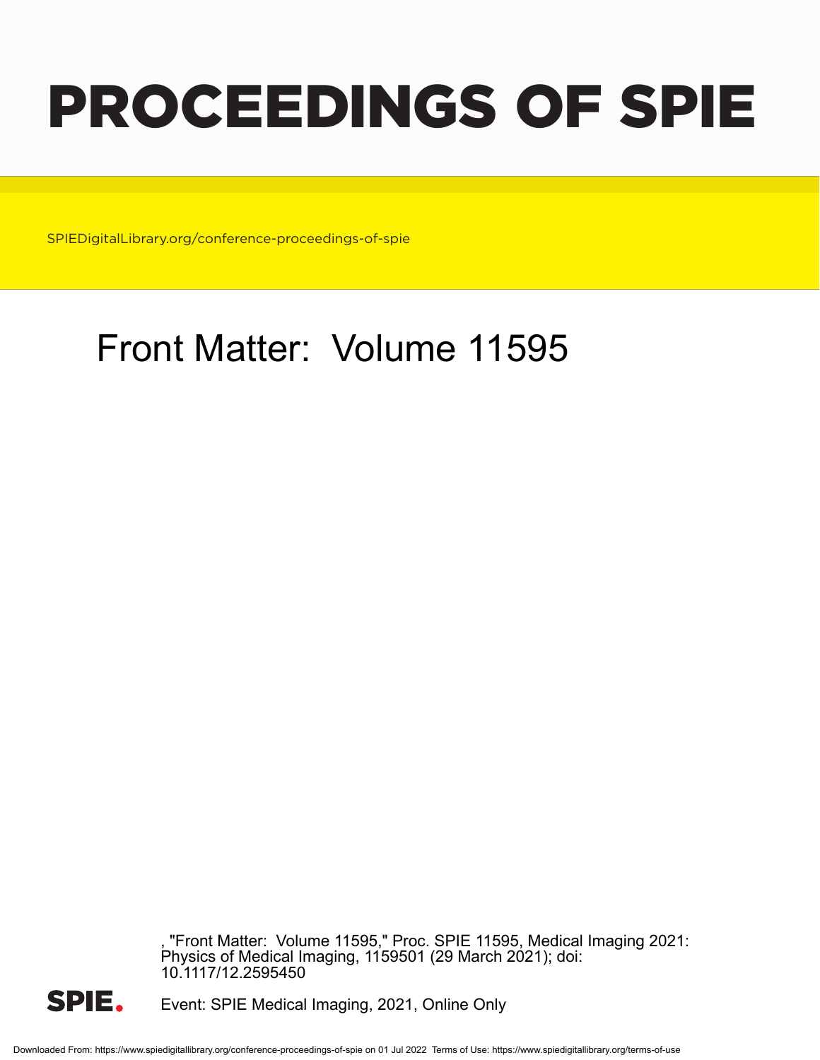# PROCEEDINGS OF SPIE

SPIEDigitalLibrary.org/conference-proceedings-of-spie

## Front Matter: Volume 11595

, "Front Matter: Volume 11595," Proc. SPIE 11595, Medical Imaging 2021: Physics of Medical Imaging, 1159501 (29 March 2021); doi: 10.1117/12.2595450

SPIE.

Event: SPIE Medical Imaging, 2021, Online Only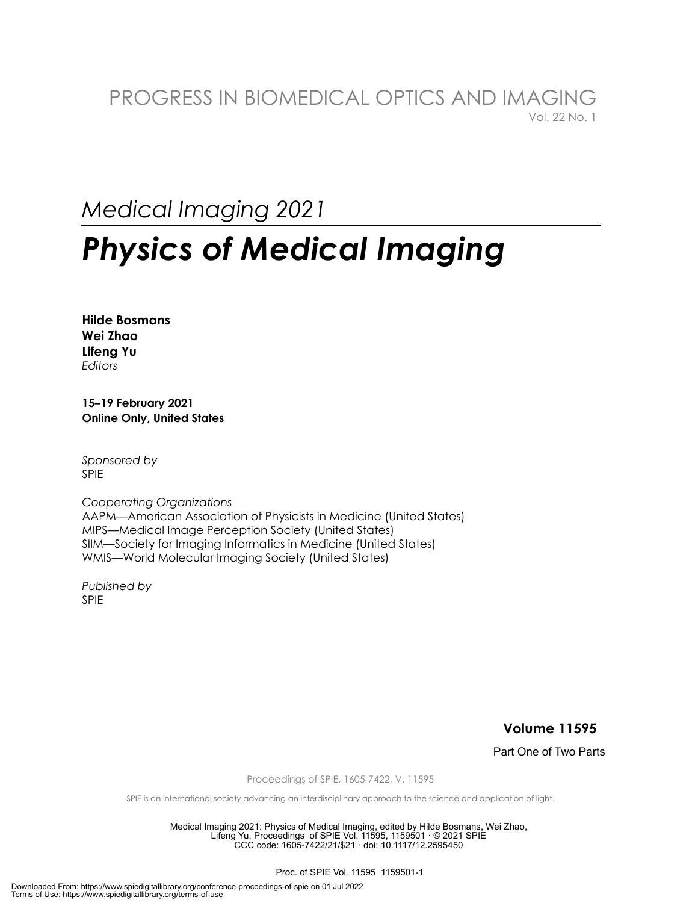PROGRESS IN BIOMEDICAL OPTICS AND IMAGING
Vol. 22 No. 1

*Medical Imaging 2021*

# *Physics of Medical Imaging*

**Hilde Bosmans**
**Wei Zhao**
**Lifeng Yu**
*Editors*

**15–19 February 2021**
**Online Only, United States**

*Sponsored by*
SPIE

*Cooperating Organizations*
AAPM—American Association of Physicists in Medicine (United States)
MIPS—Medical Image Perception Society (United States)
SIIM—Society for Imaging Informatics in Medicine (United States)
WMIS—World Molecular Imaging Society (United States)

*Published by*
SPIE

**Volume 11595**

Part One of Two Parts

Proceedings of SPIE, 1605-7422, V. 11595

SPIE is an international society advancing an interdisciplinary approach to the science and application of light.

Medical Imaging 2021: Physics of Medical Imaging, edited by Hilde Bosmans, Wei Zhao, Lifeng Yu, Proceedings of SPIE Vol. 11595, 1159501 · © 2021 SPIE
CCC code: 1605-7422/21/$21 · doi: 10.1117/12.2595450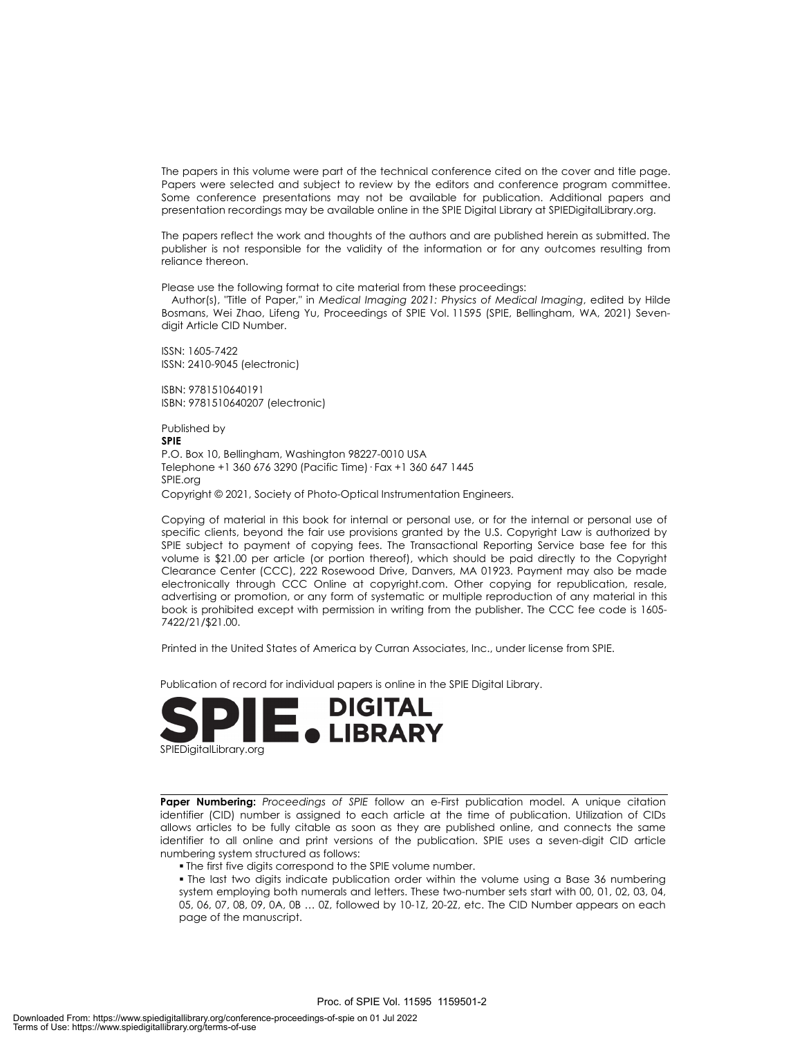The papers in this volume were part of the technical conference cited on the cover and title page. Papers were selected and subject to review by the editors and conference program committee. Some conference presentations may not be available for publication. Additional papers and presentation recordings may be available online in the SPIE Digital Library at SPIEDigitalLibrary.org.

The papers reflect the work and thoughts of the authors and are published herein as submitted. The publisher is not responsible for the validity of the information or for any outcomes resulting from reliance thereon.

Please use the following format to cite material from these proceedings:
Author(s), "Title of Paper," in *Medical Imaging 2021: Physics of Medical Imaging*, edited by Hilde Bosmans, Wei Zhao, Lifeng Yu, Proceedings of SPIE Vol. 11595 (SPIE, Bellingham, WA, 2021) Seven-digit Article CID Number.

ISSN: 1605-7422
ISSN: 2410-9045 (electronic)

ISBN: 9781510640191
ISBN: 9781510640207 (electronic)

Published by
**SPIE**
P.O. Box 10, Bellingham, Washington 98227-0010 USA
Telephone +1 360 676 3290 (Pacific Time) · Fax +1 360 647 1445
SPIE.org
Copyright © 2021, Society of Photo-Optical Instrumentation Engineers.

Copying of material in this book for internal or personal use, or for the internal or personal use of specific clients, beyond the fair use provisions granted by the U.S. Copyright Law is authorized by SPIE subject to payment of copying fees. The Transactional Reporting Service base fee for this volume is $21.00 per article (or portion thereof), which should be paid directly to the Copyright Clearance Center (CCC), 222 Rosewood Drive, Danvers, MA 01923. Payment may also be made electronically through CCC Online at copyright.com. Other copying for republication, resale, advertising or promotion, or any form of systematic or multiple reproduction of any material in this book is prohibited except with permission in writing from the publisher. The CCC fee code is 1605-7422/21/$21.00.

Printed in the United States of America by Curran Associates, Inc., under license from SPIE.

Publication of record for individual papers is online in the SPIE Digital Library.

SPIE. DIGITAL LIBRARY
SPIEDigitalLibrary.org

**Paper Numbering:** *Proceedings of SPIE* follow an e-First publication model. A unique citation identifier (CID) number is assigned to each article at the time of publication. Utilization of CIDs allows articles to be fully citable as soon as they are published online, and connects the same identifier to all online and print versions of the publication. SPIE uses a seven-digit CID article numbering system structured as follows:

- The first five digits correspond to the SPIE volume number.
- The last two digits indicate publication order within the volume using a Base 36 numbering system employing both numerals and letters. These two-number sets start with 00, 01, 02, 03, 04, 05, 06, 07, 08, 09, 0A, 0B … 0Z, followed by 10-1Z, 20-2Z, etc. The CID Number appears on each page of the manuscript.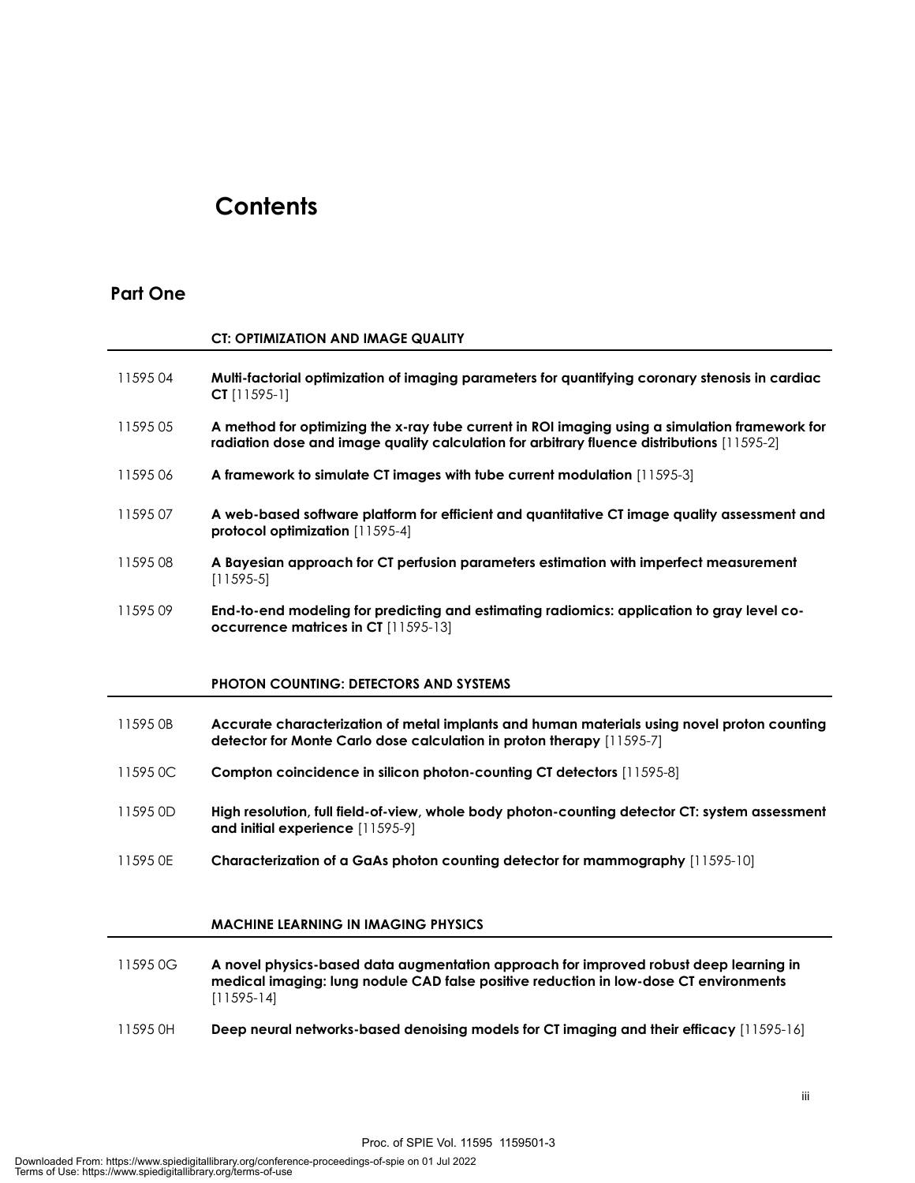# Contents

## Part One

### CT: OPTIMIZATION AND IMAGE QUALITY

11595 04 **Multi-factorial optimization of imaging parameters for quantifying coronary stenosis in cardiac CT** [11595-1]

11595 05 **A method for optimizing the x-ray tube current in ROI imaging using a simulation framework for radiation dose and image quality calculation for arbitrary fluence distributions** [11595-2]

11595 06 **A framework to simulate CT images with tube current modulation** [11595-3]

11595 07 **A web-based software platform for efficient and quantitative CT image quality assessment and protocol optimization** [11595-4]

11595 08 **A Bayesian approach for CT perfusion parameters estimation with imperfect measurement** [11595-5]

11595 09 **End-to-end modeling for predicting and estimating radiomics: application to gray level co-occurrence matrices in CT** [11595-13]

### PHOTON COUNTING: DETECTORS AND SYSTEMS

11595 0B **Accurate characterization of metal implants and human materials using novel proton counting detector for Monte Carlo dose calculation in proton therapy** [11595-7]

11595 0C **Compton coincidence in silicon photon-counting CT detectors** [11595-8]

11595 0D **High resolution, full field-of-view, whole body photon-counting detector CT: system assessment and initial experience** [11595-9]

11595 0E **Characterization of a GaAs photon counting detector for mammography** [11595-10]

### MACHINE LEARNING IN IMAGING PHYSICS

11595 0G **A novel physics-based data augmentation approach for improved robust deep learning in medical imaging: lung nodule CAD false positive reduction in low-dose CT environments** [11595-14]

11595 0H **Deep neural networks-based denoising models for CT imaging and their efficacy** [11595-16]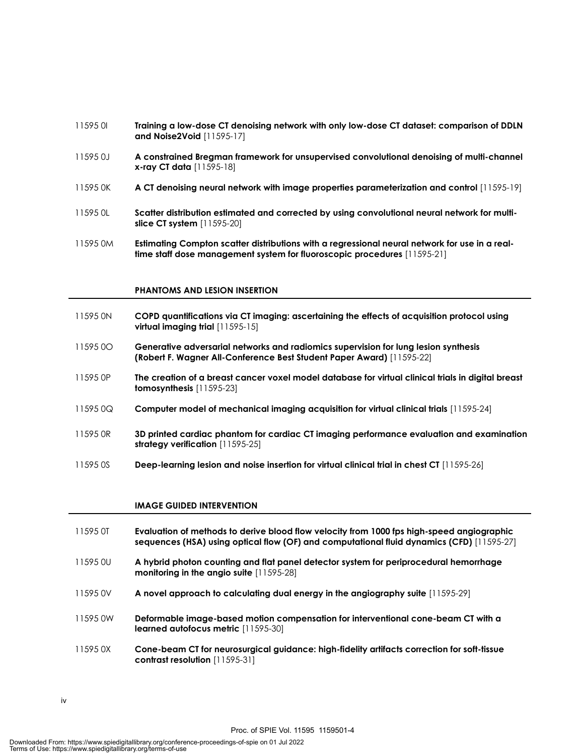11595 0I **Training a low-dose CT denoising network with only low-dose CT dataset: comparison of DDLN and Noise2Void** [11595-17]

11595 0J **A constrained Bregman framework for unsupervised convolutional denoising of multi-channel x-ray CT data** [11595-18]

11595 0K **A CT denoising neural network with image properties parameterization and control** [11595-19]

11595 0L **Scatter distribution estimated and corrected by using convolutional neural network for multi-slice CT system** [11595-20]

11595 0M **Estimating Compton scatter distributions with a regressional neural network for use in a real-time staff dose management system for fluoroscopic procedures** [11595-21]

## PHANTOMS AND LESION INSERTION

11595 0N **COPD quantifications via CT imaging: ascertaining the effects of acquisition protocol using virtual imaging trial** [11595-15]

11595 0O **Generative adversarial networks and radiomics supervision for lung lesion synthesis (Robert F. Wagner All-Conference Best Student Paper Award)** [11595-22]

11595 0P **The creation of a breast cancer voxel model database for virtual clinical trials in digital breast tomosynthesis** [11595-23]

11595 0Q **Computer model of mechanical imaging acquisition for virtual clinical trials** [11595-24]

11595 0R **3D printed cardiac phantom for cardiac CT imaging performance evaluation and examination strategy verification** [11595-25]

11595 0S **Deep-learning lesion and noise insertion for virtual clinical trial in chest CT** [11595-26]

## IMAGE GUIDED INTERVENTION

11595 0T **Evaluation of methods to derive blood flow velocity from 1000 fps high-speed angiographic sequences (HSA) using optical flow (OF) and computational fluid dynamics (CFD)** [11595-27]

11595 0U **A hybrid photon counting and flat panel detector system for periprocedural hemorrhage monitoring in the angio suite** [11595-28]

11595 0V **A novel approach to calculating dual energy in the angiography suite** [11595-29]

11595 0W **Deformable image-based motion compensation for interventional cone-beam CT with a learned autofocus metric** [11595-30]

11595 0X **Cone-beam CT for neurosurgical guidance: high-fidelity artifacts correction for soft-tissue contrast resolution** [11595-31]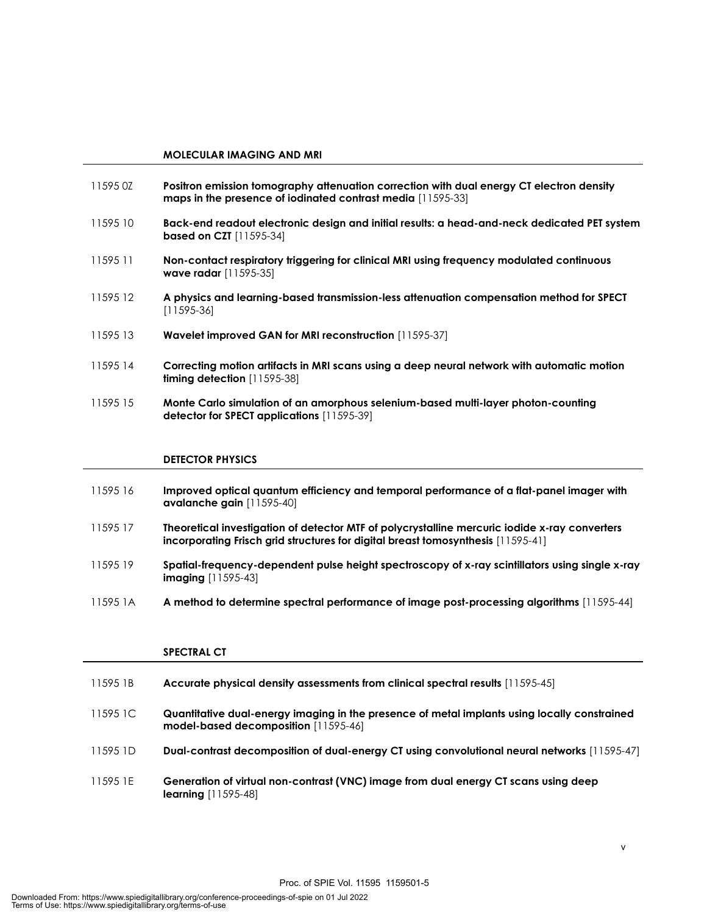## MOLECULAR IMAGING AND MRI

11595 0Z **Positron emission tomography attenuation correction with dual energy CT electron density maps in the presence of iodinated contrast media** [11595-33]

11595 10 **Back-end readout electronic design and initial results: a head-and-neck dedicated PET system based on CZT** [11595-34]

11595 11 **Non-contact respiratory triggering for clinical MRI using frequency modulated continuous wave radar** [11595-35]

11595 12 **A physics and learning-based transmission-less attenuation compensation method for SPECT** [11595-36]

11595 13 **Wavelet improved GAN for MRI reconstruction** [11595-37]

11595 14 **Correcting motion artifacts in MRI scans using a deep neural network with automatic motion timing detection** [11595-38]

11595 15 **Monte Carlo simulation of an amorphous selenium-based multi-layer photon-counting detector for SPECT applications** [11595-39]

## DETECTOR PHYSICS

11595 16 **Improved optical quantum efficiency and temporal performance of a flat-panel imager with avalanche gain** [11595-40]

11595 17 **Theoretical investigation of detector MTF of polycrystalline mercuric iodide x-ray converters incorporating Frisch grid structures for digital breast tomosynthesis** [11595-41]

11595 19 **Spatial-frequency-dependent pulse height spectroscopy of x-ray scintillators using single x-ray imaging** [11595-43]

11595 1A **A method to determine spectral performance of image post-processing algorithms** [11595-44]

## SPECTRAL CT

11595 1B **Accurate physical density assessments from clinical spectral results** [11595-45]

11595 1C **Quantitative dual-energy imaging in the presence of metal implants using locally constrained model-based decomposition** [11595-46]

11595 1D **Dual-contrast decomposition of dual-energy CT using convolutional neural networks** [11595-47]

11595 1E **Generation of virtual non-contrast (VNC) image from dual energy CT scans using deep learning** [11595-48]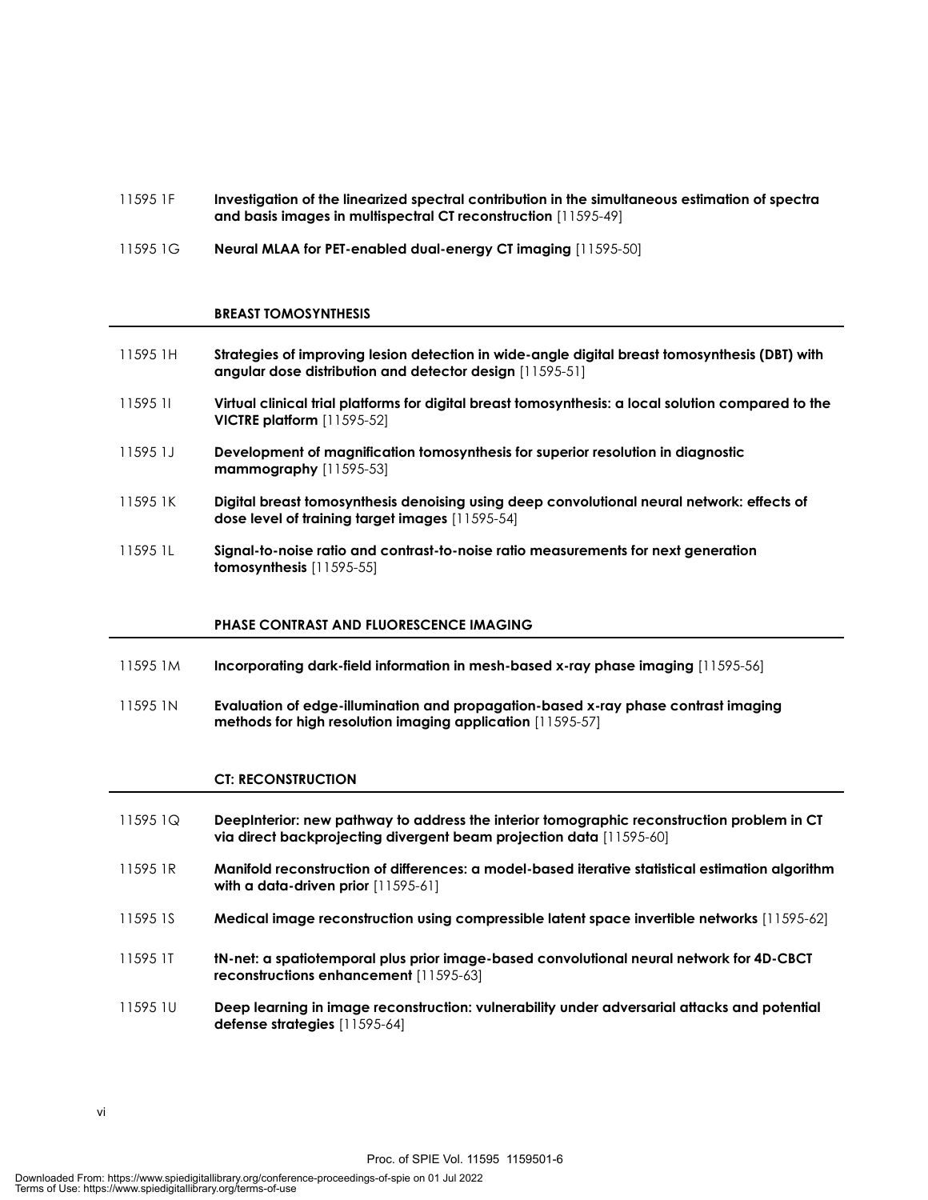11595 1F **Investigation of the linearized spectral contribution in the simultaneous estimation of spectra and basis images in multispectral CT reconstruction** [11595-49]

11595 1G **Neural MLAA for PET-enabled dual-energy CT imaging** [11595-50]

## BREAST TOMOSYNTHESIS

11595 1H **Strategies of improving lesion detection in wide-angle digital breast tomosynthesis (DBT) with angular dose distribution and detector design** [11595-51]

11595 1I **Virtual clinical trial platforms for digital breast tomosynthesis: a local solution compared to the VICTRE platform** [11595-52]

11595 1J **Development of magnification tomosynthesis for superior resolution in diagnostic mammography** [11595-53]

11595 1K **Digital breast tomosynthesis denoising using deep convolutional neural network: effects of dose level of training target images** [11595-54]

11595 1L **Signal-to-noise ratio and contrast-to-noise ratio measurements for next generation tomosynthesis** [11595-55]

## PHASE CONTRAST AND FLUORESCENCE IMAGING

11595 1M **Incorporating dark-field information in mesh-based x-ray phase imaging** [11595-56]

11595 1N **Evaluation of edge-illumination and propagation-based x-ray phase contrast imaging methods for high resolution imaging application** [11595-57]

## CT: RECONSTRUCTION

11595 1Q **DeepInterior: new pathway to address the interior tomographic reconstruction problem in CT via direct backprojecting divergent beam projection data** [11595-60]

11595 1R **Manifold reconstruction of differences: a model-based iterative statistical estimation algorithm with a data-driven prior** [11595-61]

11595 1S **Medical image reconstruction using compressible latent space invertible networks** [11595-62]

11595 1T **tN-net: a spatiotemporal plus prior image-based convolutional neural network for 4D-CBCT reconstructions enhancement** [11595-63]

11595 1U **Deep learning in image reconstruction: vulnerability under adversarial attacks and potential defense strategies** [11595-64]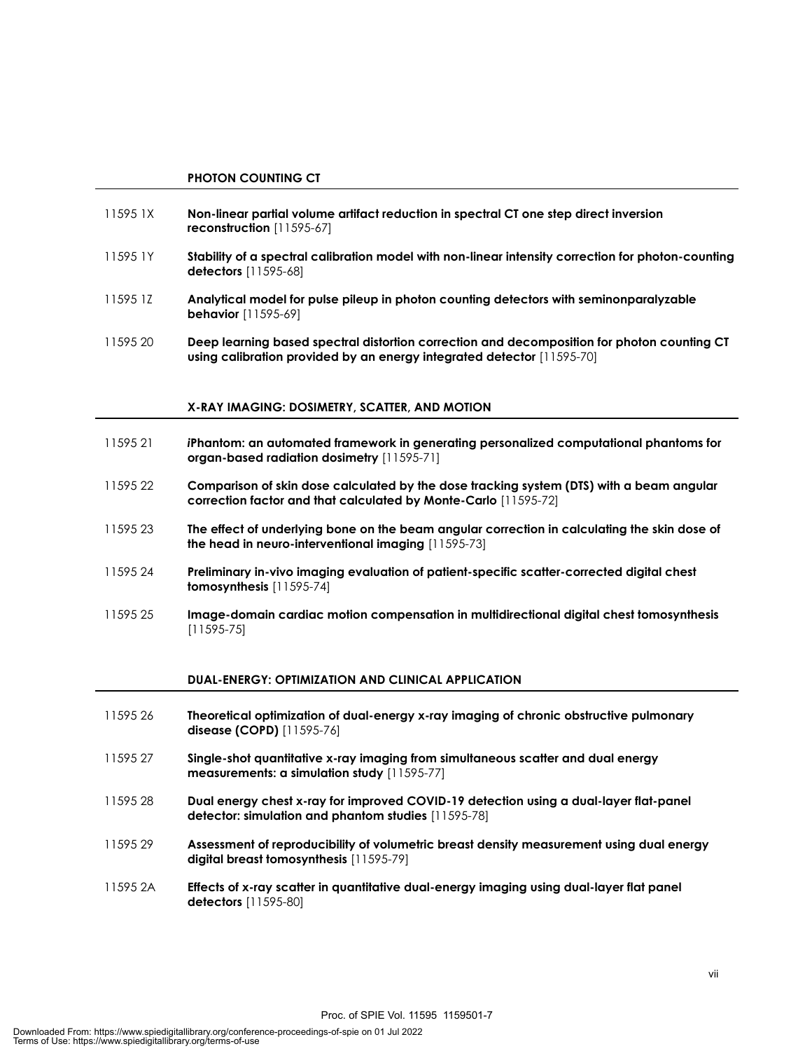## PHOTON COUNTING CT

11595 1X **Non-linear partial volume artifact reduction in spectral CT one step direct inversion reconstruction** [11595-67]

11595 1Y **Stability of a spectral calibration model with non-linear intensity correction for photon-counting detectors** [11595-68]

11595 1Z **Analytical model for pulse pileup in photon counting detectors with seminonparalyzable behavior** [11595-69]

11595 20 **Deep learning based spectral distortion correction and decomposition for photon counting CT using calibration provided by an energy integrated detector** [11595-70]

## X-RAY IMAGING: DOSIMETRY, SCATTER, AND MOTION

11595 21 ***i*Phantom: an automated framework in generating personalized computational phantoms for organ-based radiation dosimetry** [11595-71]

11595 22 **Comparison of skin dose calculated by the dose tracking system (DTS) with a beam angular correction factor and that calculated by Monte-Carlo** [11595-72]

11595 23 **The effect of underlying bone on the beam angular correction in calculating the skin dose of the head in neuro-interventional imaging** [11595-73]

11595 24 **Preliminary in-vivo imaging evaluation of patient-specific scatter-corrected digital chest tomosynthesis** [11595-74]

11595 25 **Image-domain cardiac motion compensation in multidirectional digital chest tomosynthesis** [11595-75]

## DUAL-ENERGY: OPTIMIZATION AND CLINICAL APPLICATION

11595 26 **Theoretical optimization of dual-energy x-ray imaging of chronic obstructive pulmonary disease (COPD)** [11595-76]

11595 27 **Single-shot quantitative x-ray imaging from simultaneous scatter and dual energy measurements: a simulation study** [11595-77]

11595 28 **Dual energy chest x-ray for improved COVID-19 detection using a dual-layer flat-panel detector: simulation and phantom studies** [11595-78]

11595 29 **Assessment of reproducibility of volumetric breast density measurement using dual energy digital breast tomosynthesis** [11595-79]

11595 2A **Effects of x-ray scatter in quantitative dual-energy imaging using dual-layer flat panel detectors** [11595-80]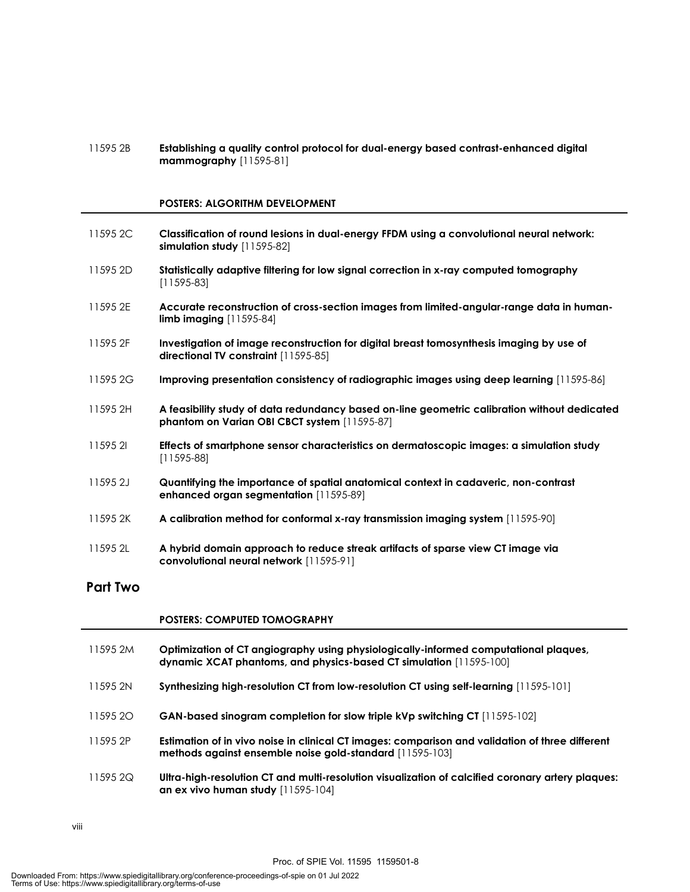11595 2B **Establishing a quality control protocol for dual-energy based contrast-enhanced digital mammography** [11595-81]

**POSTERS: ALGORITHM DEVELOPMENT**

11595 2C **Classification of round lesions in dual-energy FFDM using a convolutional neural network: simulation study** [11595-82]

11595 2D **Statistically adaptive filtering for low signal correction in x-ray computed tomography** [11595-83]

11595 2E **Accurate reconstruction of cross-section images from limited-angular-range data in human-limb imaging** [11595-84]

11595 2F **Investigation of image reconstruction for digital breast tomosynthesis imaging by use of directional TV constraint** [11595-85]

11595 2G **Improving presentation consistency of radiographic images using deep learning** [11595-86]

11595 2H **A feasibility study of data redundancy based on-line geometric calibration without dedicated phantom on Varian OBI CBCT system** [11595-87]

11595 2I **Effects of smartphone sensor characteristics on dermatoscopic images: a simulation study** [11595-88]

11595 2J **Quantifying the importance of spatial anatomical context in cadaveric, non-contrast enhanced organ segmentation** [11595-89]

11595 2K **A calibration method for conformal x-ray transmission imaging system** [11595-90]

11595 2L **A hybrid domain approach to reduce streak artifacts of sparse view CT image via convolutional neural network** [11595-91]

## Part Two

**POSTERS: COMPUTED TOMOGRAPHY**

11595 2M **Optimization of CT angiography using physiologically-informed computational plaques, dynamic XCAT phantoms, and physics-based CT simulation** [11595-100]

11595 2N **Synthesizing high-resolution CT from low-resolution CT using self-learning** [11595-101]

11595 2O **GAN-based sinogram completion for slow triple kVp switching CT** [11595-102]

11595 2P **Estimation of in vivo noise in clinical CT images: comparison and validation of three different methods against ensemble noise gold-standard** [11595-103]

11595 2Q **Ultra-high-resolution CT and multi-resolution visualization of calcified coronary artery plaques: an ex vivo human study** [11595-104]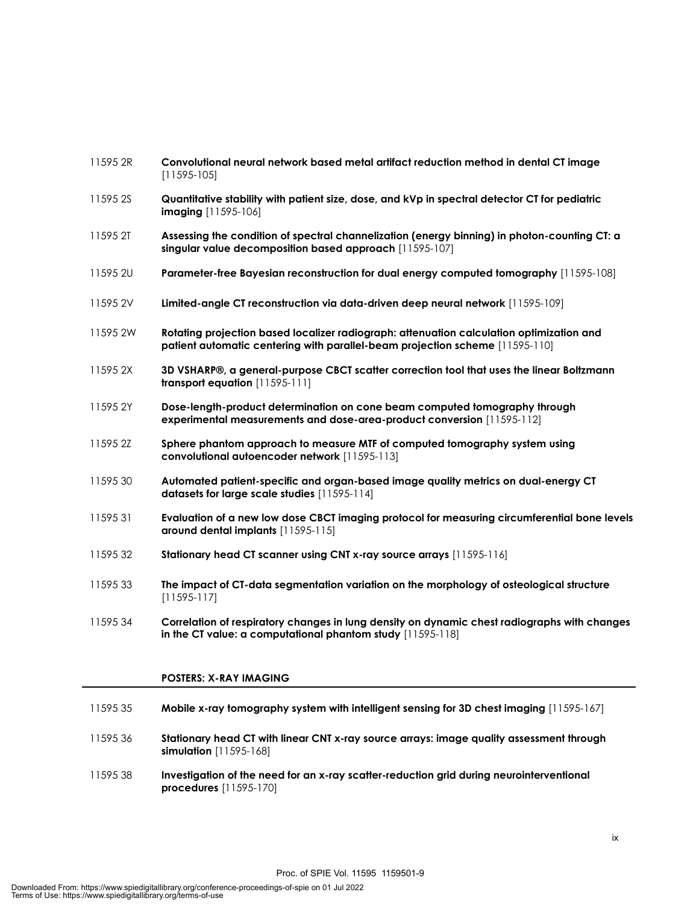11595 2R **Convolutional neural network based metal artifact reduction method in dental CT image** [11595-105]

11595 2S **Quantitative stability with patient size, dose, and kVp in spectral detector CT for pediatric imaging** [11595-106]

11595 2T **Assessing the condition of spectral channelization (energy binning) in photon-counting CT: a singular value decomposition based approach** [11595-107]

11595 2U **Parameter-free Bayesian reconstruction for dual energy computed tomography** [11595-108]

11595 2V **Limited-angle CT reconstruction via data-driven deep neural network** [11595-109]

11595 2W **Rotating projection based localizer radiograph: attenuation calculation optimization and patient automatic centering with parallel-beam projection scheme** [11595-110]

11595 2X **3D VSHARP®, a general-purpose CBCT scatter correction tool that uses the linear Boltzmann transport equation** [11595-111]

11595 2Y **Dose-length-product determination on cone beam computed tomography through experimental measurements and dose-area-product conversion** [11595-112]

11595 2Z **Sphere phantom approach to measure MTF of computed tomography system using convolutional autoencoder network** [11595-113]

11595 30 **Automated patient-specific and organ-based image quality metrics on dual-energy CT datasets for large scale studies** [11595-114]

11595 31 **Evaluation of a new low dose CBCT imaging protocol for measuring circumferential bone levels around dental implants** [11595-115]

11595 32 **Stationary head CT scanner using CNT x-ray source arrays** [11595-116]

11595 33 **The impact of CT-data segmentation variation on the morphology of osteological structure** [11595-117]

11595 34 **Correlation of respiratory changes in lung density on dynamic chest radiographs with changes in the CT value: a computational phantom study** [11595-118]

## POSTERS: X-RAY IMAGING

11595 35 **Mobile x-ray tomography system with intelligent sensing for 3D chest imaging** [11595-167]

11595 36 **Stationary head CT with linear CNT x-ray source arrays: image quality assessment through simulation** [11595-168]

11595 38 **Investigation of the need for an x-ray scatter-reduction grid during neurointerventional procedures** [11595-170]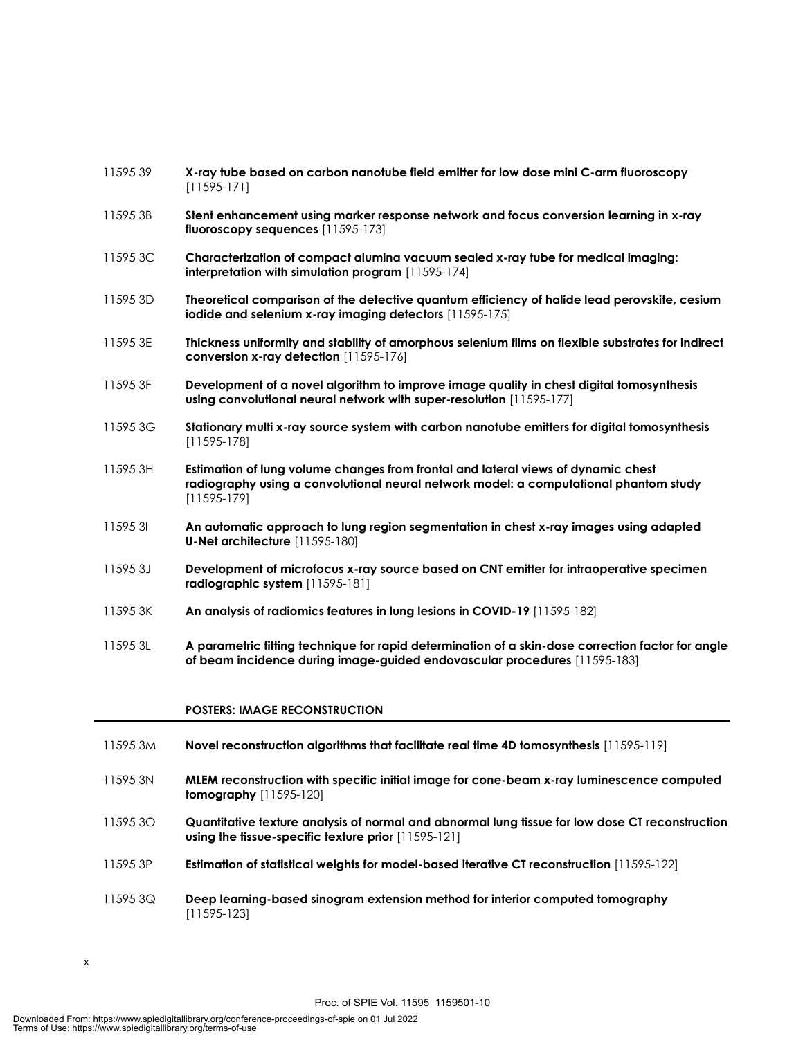11595 39 **X-ray tube based on carbon nanotube field emitter for low dose mini C-arm fluoroscopy** [11595-171]

11595 3B **Stent enhancement using marker response network and focus conversion learning in x-ray fluoroscopy sequences** [11595-173]

11595 3C **Characterization of compact alumina vacuum sealed x-ray tube for medical imaging: interpretation with simulation program** [11595-174]

11595 3D **Theoretical comparison of the detective quantum efficiency of halide lead perovskite, cesium iodide and selenium x-ray imaging detectors** [11595-175]

11595 3E **Thickness uniformity and stability of amorphous selenium films on flexible substrates for indirect conversion x-ray detection** [11595-176]

11595 3F **Development of a novel algorithm to improve image quality in chest digital tomosynthesis using convolutional neural network with super-resolution** [11595-177]

11595 3G **Stationary multi x-ray source system with carbon nanotube emitters for digital tomosynthesis** [11595-178]

11595 3H **Estimation of lung volume changes from frontal and lateral views of dynamic chest radiography using a convolutional neural network model: a computational phantom study** [11595-179]

11595 3I **An automatic approach to lung region segmentation in chest x-ray images using adapted U-Net architecture** [11595-180]

11595 3J **Development of microfocus x-ray source based on CNT emitter for intraoperative specimen radiographic system** [11595-181]

11595 3K **An analysis of radiomics features in lung lesions in COVID-19** [11595-182]

11595 3L **A parametric fitting technique for rapid determination of a skin-dose correction factor for angle of beam incidence during image-guided endovascular procedures** [11595-183]

## POSTERS: IMAGE RECONSTRUCTION

11595 3M **Novel reconstruction algorithms that facilitate real time 4D tomosynthesis** [11595-119]

11595 3N **MLEM reconstruction with specific initial image for cone-beam x-ray luminescence computed tomography** [11595-120]

11595 3O **Quantitative texture analysis of normal and abnormal lung tissue for low dose CT reconstruction using the tissue-specific texture prior** [11595-121]

11595 3P **Estimation of statistical weights for model-based iterative CT reconstruction** [11595-122]

11595 3Q **Deep learning-based sinogram extension method for interior computed tomography** [11595-123]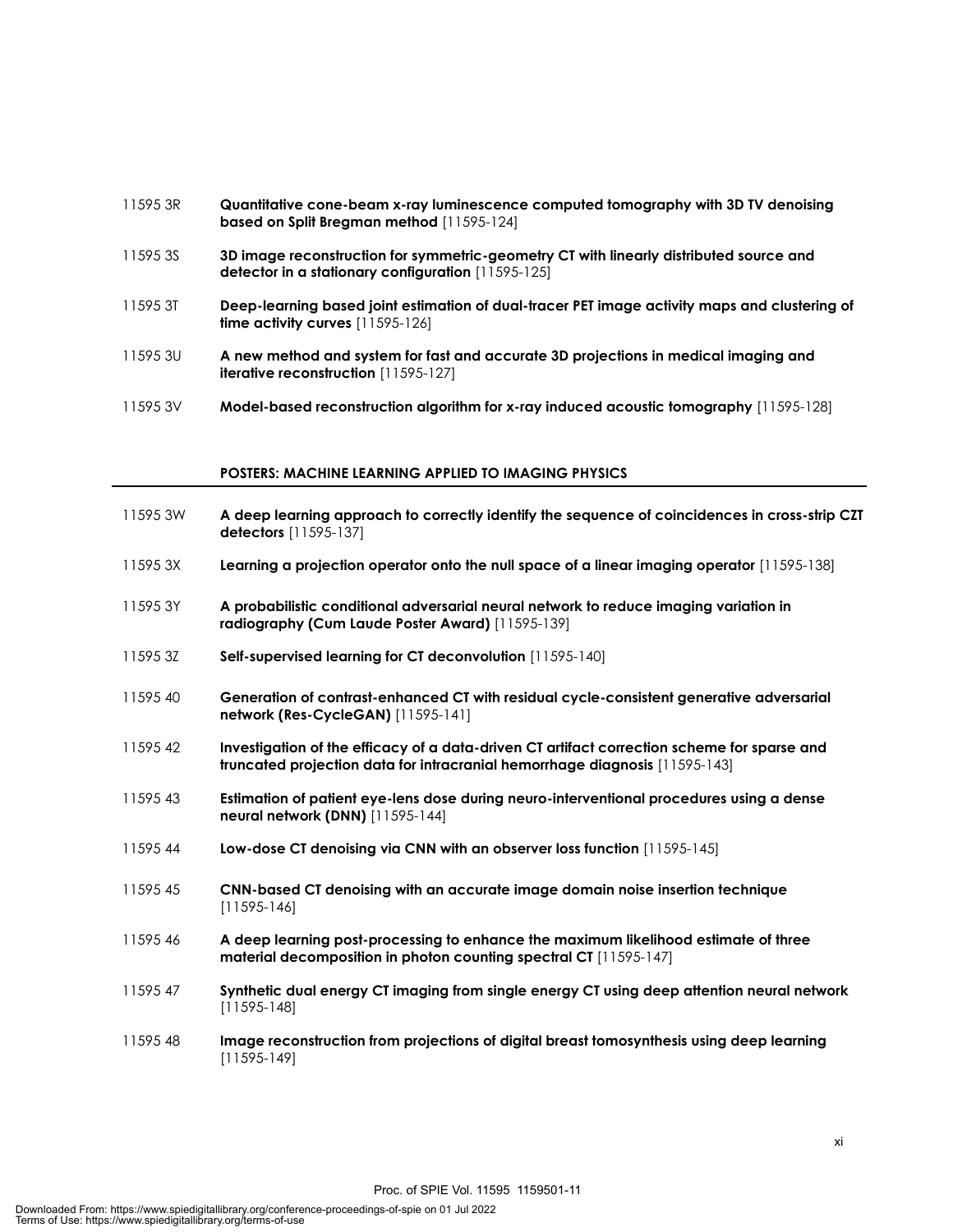11595 3R **Quantitative cone-beam x-ray luminescence computed tomography with 3D TV denoising based on Split Bregman method** [11595-124]

11595 3S **3D image reconstruction for symmetric-geometry CT with linearly distributed source and detector in a stationary configuration** [11595-125]

11595 3T **Deep-learning based joint estimation of dual-tracer PET image activity maps and clustering of time activity curves** [11595-126]

11595 3U **A new method and system for fast and accurate 3D projections in medical imaging and iterative reconstruction** [11595-127]

11595 3V **Model-based reconstruction algorithm for x-ray induced acoustic tomography** [11595-128]

## POSTERS: MACHINE LEARNING APPLIED TO IMAGING PHYSICS

11595 3W **A deep learning approach to correctly identify the sequence of coincidences in cross-strip CZT detectors** [11595-137]

11595 3X **Learning a projection operator onto the null space of a linear imaging operator** [11595-138]

11595 3Y **A probabilistic conditional adversarial neural network to reduce imaging variation in radiography (Cum Laude Poster Award)** [11595-139]

11595 3Z **Self-supervised learning for CT deconvolution** [11595-140]

11595 40 **Generation of contrast-enhanced CT with residual cycle-consistent generative adversarial network (Res-CycleGAN)** [11595-141]

11595 42 **Investigation of the efficacy of a data-driven CT artifact correction scheme for sparse and truncated projection data for intracranial hemorrhage diagnosis** [11595-143]

11595 43 **Estimation of patient eye-lens dose during neuro-interventional procedures using a dense neural network (DNN)** [11595-144]

11595 44 **Low-dose CT denoising via CNN with an observer loss function** [11595-145]

11595 45 **CNN-based CT denoising with an accurate image domain noise insertion technique** [11595-146]

11595 46 **A deep learning post-processing to enhance the maximum likelihood estimate of three material decomposition in photon counting spectral CT** [11595-147]

11595 47 **Synthetic dual energy CT imaging from single energy CT using deep attention neural network** [11595-148]

11595 48 **Image reconstruction from projections of digital breast tomosynthesis using deep learning** [11595-149]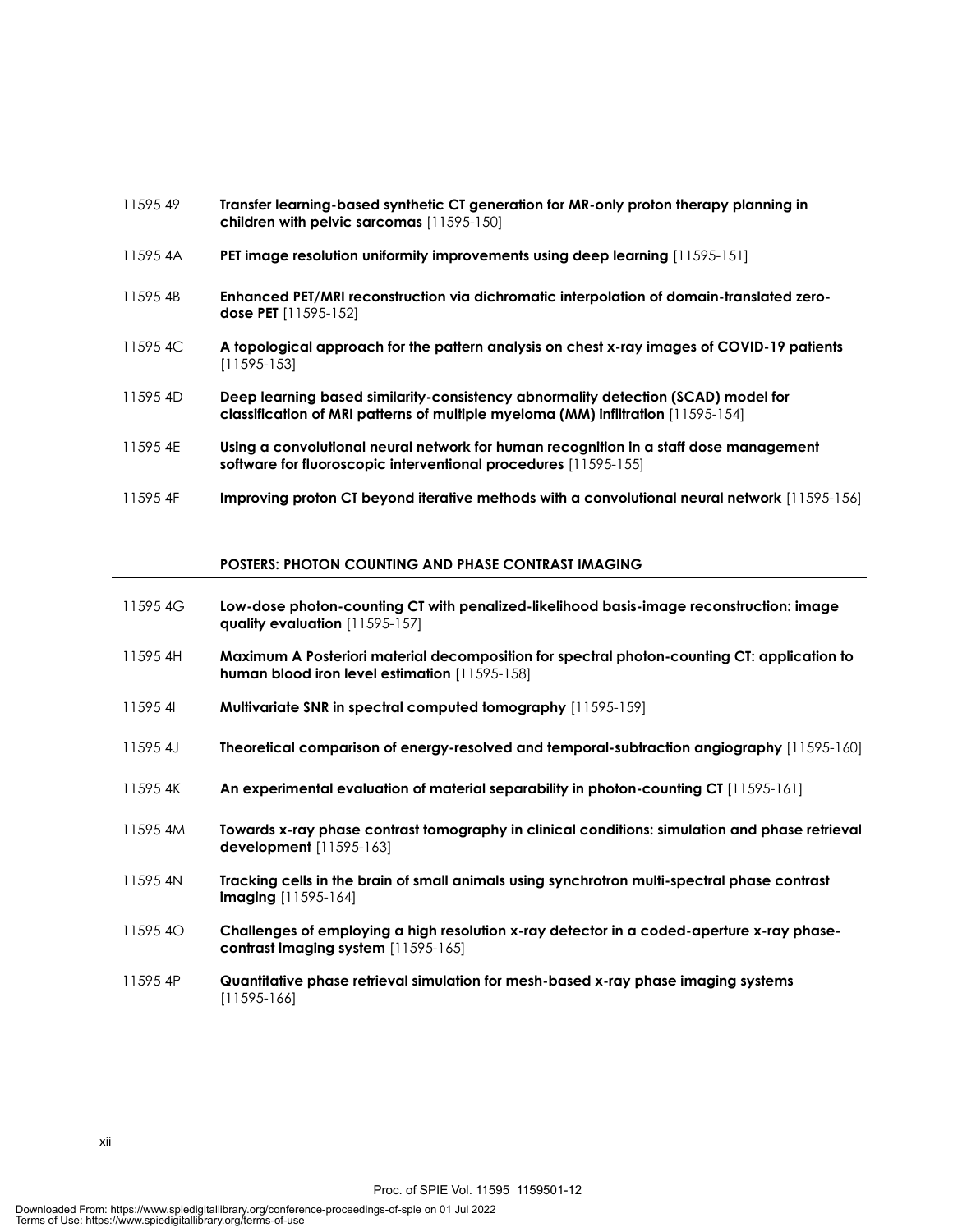11595 49 **Transfer learning-based synthetic CT generation for MR-only proton therapy planning in children with pelvic sarcomas** [11595-150]

11595 4A **PET image resolution uniformity improvements using deep learning** [11595-151]

11595 4B **Enhanced PET/MRI reconstruction via dichromatic interpolation of domain-translated zero-dose PET** [11595-152]

11595 4C **A topological approach for the pattern analysis on chest x-ray images of COVID-19 patients** [11595-153]

11595 4D **Deep learning based similarity-consistency abnormality detection (SCAD) model for classification of MRI patterns of multiple myeloma (MM) infiltration** [11595-154]

11595 4E **Using a convolutional neural network for human recognition in a staff dose management software for fluoroscopic interventional procedures** [11595-155]

11595 4F **Improving proton CT beyond iterative methods with a convolutional neural network** [11595-156]

## POSTERS: PHOTON COUNTING AND PHASE CONTRAST IMAGING

11595 4G **Low-dose photon-counting CT with penalized-likelihood basis-image reconstruction: image quality evaluation** [11595-157]

11595 4H **Maximum A Posteriori material decomposition for spectral photon-counting CT: application to human blood iron level estimation** [11595-158]

11595 4I **Multivariate SNR in spectral computed tomography** [11595-159]

11595 4J **Theoretical comparison of energy-resolved and temporal-subtraction angiography** [11595-160]

11595 4K **An experimental evaluation of material separability in photon-counting CT** [11595-161]

11595 4M **Towards x-ray phase contrast tomography in clinical conditions: simulation and phase retrieval development** [11595-163]

11595 4N **Tracking cells in the brain of small animals using synchrotron multi-spectral phase contrast imaging** [11595-164]

11595 4O **Challenges of employing a high resolution x-ray detector in a coded-aperture x-ray phase-contrast imaging system** [11595-165]

11595 4P **Quantitative phase retrieval simulation for mesh-based x-ray phase imaging systems** [11595-166]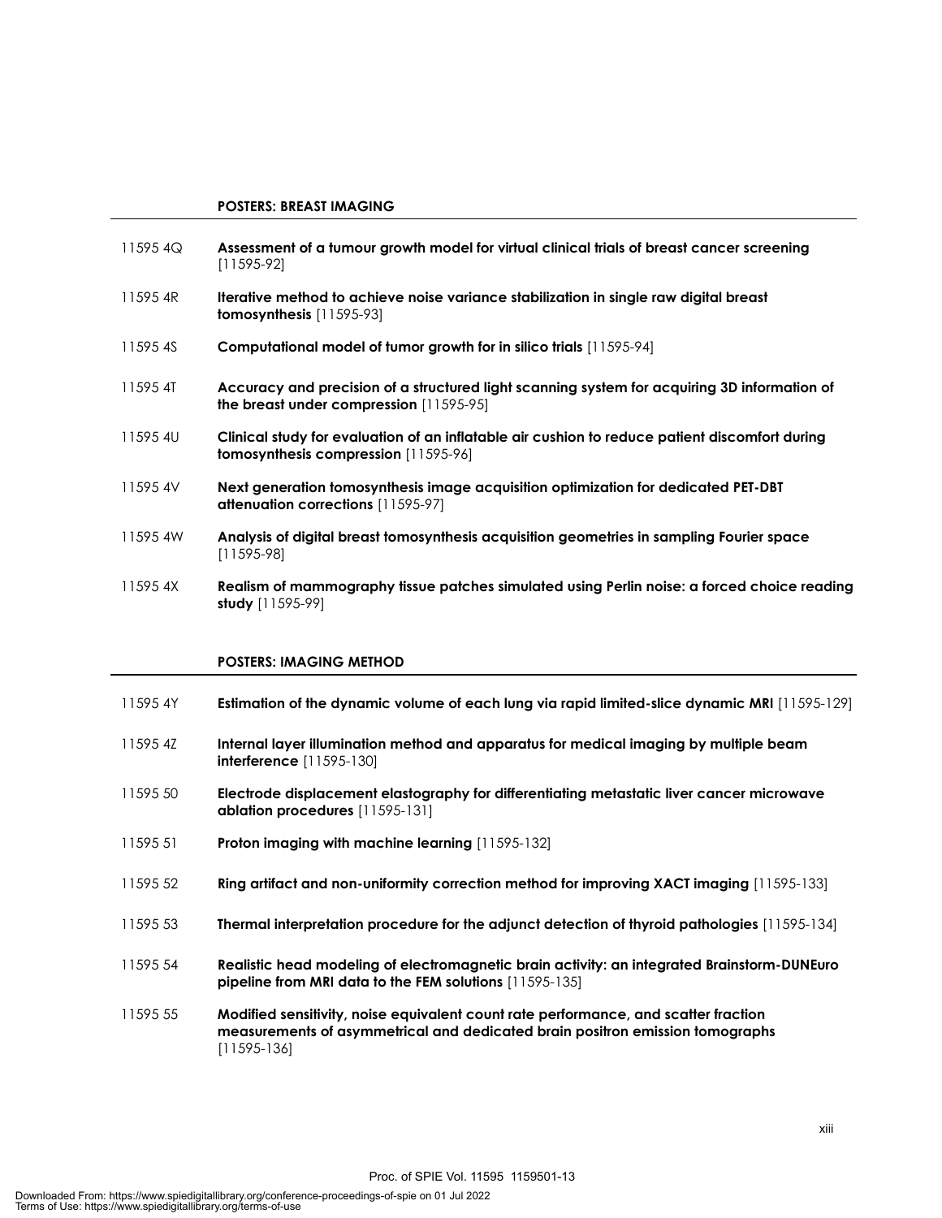## POSTERS: BREAST IMAGING

11595 4Q **Assessment of a tumour growth model for virtual clinical trials of breast cancer screening** [11595-92]

11595 4R **Iterative method to achieve noise variance stabilization in single raw digital breast tomosynthesis** [11595-93]

11595 4S **Computational model of tumor growth for in silico trials** [11595-94]

11595 4T **Accuracy and precision of a structured light scanning system for acquiring 3D information of the breast under compression** [11595-95]

11595 4U **Clinical study for evaluation of an inflatable air cushion to reduce patient discomfort during tomosynthesis compression** [11595-96]

11595 4V **Next generation tomosynthesis image acquisition optimization for dedicated PET-DBT attenuation corrections** [11595-97]

11595 4W **Analysis of digital breast tomosynthesis acquisition geometries in sampling Fourier space** [11595-98]

11595 4X **Realism of mammography tissue patches simulated using Perlin noise: a forced choice reading study** [11595-99]

## POSTERS: IMAGING METHOD

11595 4Y **Estimation of the dynamic volume of each lung via rapid limited-slice dynamic MRI** [11595-129]

11595 4Z **Internal layer illumination method and apparatus for medical imaging by multiple beam interference** [11595-130]

11595 50 **Electrode displacement elastography for differentiating metastatic liver cancer microwave ablation procedures** [11595-131]

11595 51 **Proton imaging with machine learning** [11595-132]

11595 52 **Ring artifact and non-uniformity correction method for improving XACT imaging** [11595-133]

11595 53 **Thermal interpretation procedure for the adjunct detection of thyroid pathologies** [11595-134]

11595 54 **Realistic head modeling of electromagnetic brain activity: an integrated Brainstorm-DUNEuro pipeline from MRI data to the FEM solutions** [11595-135]

11595 55 **Modified sensitivity, noise equivalent count rate performance, and scatter fraction measurements of asymmetrical and dedicated brain positron emission tomographs** [11595-136]